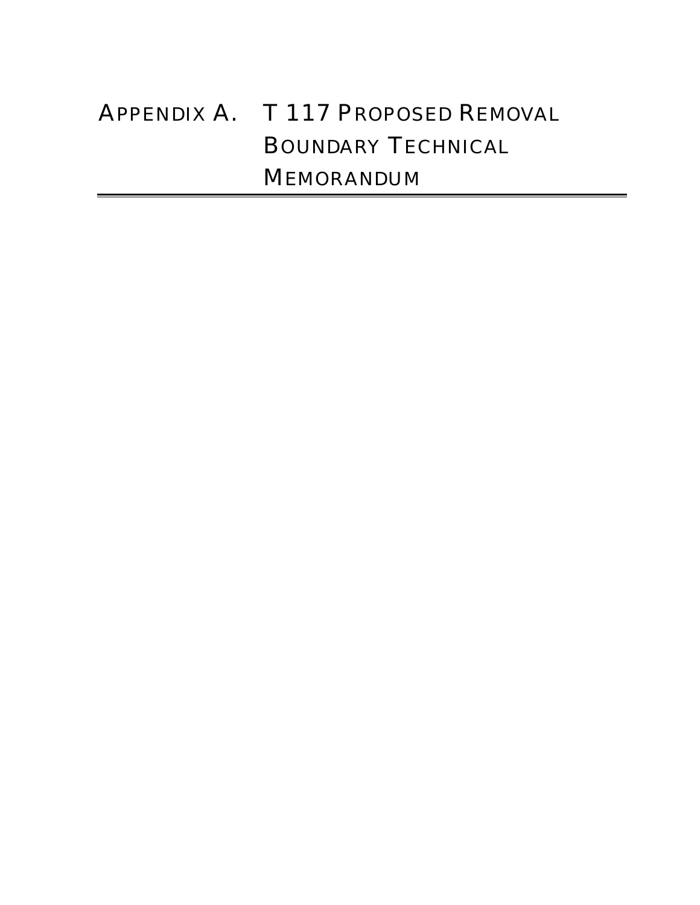# APPENDIX A. T 117 PROPOSED REMOVAL BOUNDARY TECHNICAL MEMORANDUM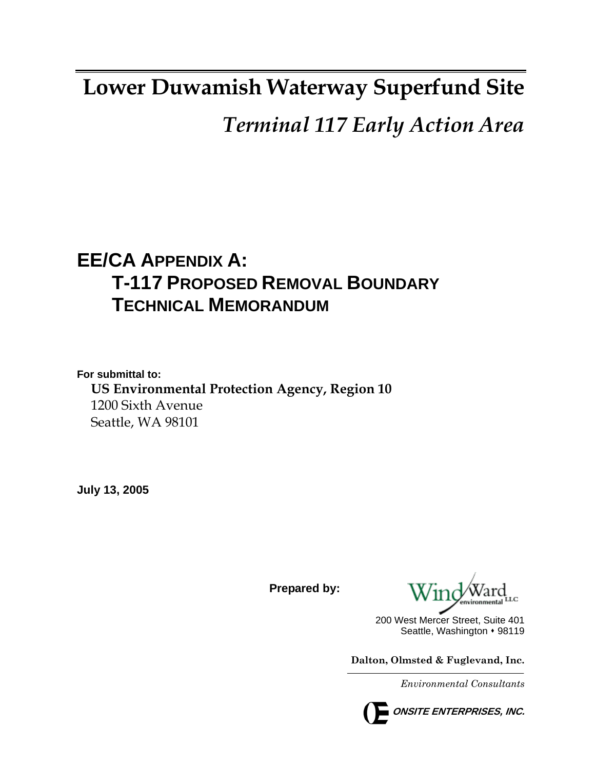# Lower Duwamish Waterway Superfund Site

## *Terminal 117 Early Action Area*

## EE/CA APPENDIX A:
## T-117 PROPOSED REMOVAL BOUNDARY TECHNICAL MEMORANDUM

**For submittal to:**

**US Environmental Protection Agency, Region 10**
1200 Sixth Avenue
Seattle, WA 98101

**July 13, 2005**

**Prepared by:**

Wind Ward environmental LLC
200 West Mercer Street, Suite 401
Seattle, Washington • 98119

**Dalton, Olmsted & Fuglevand, Inc.**
*Environmental Consultants*

**ONSITE ENTERPRISES, INC.**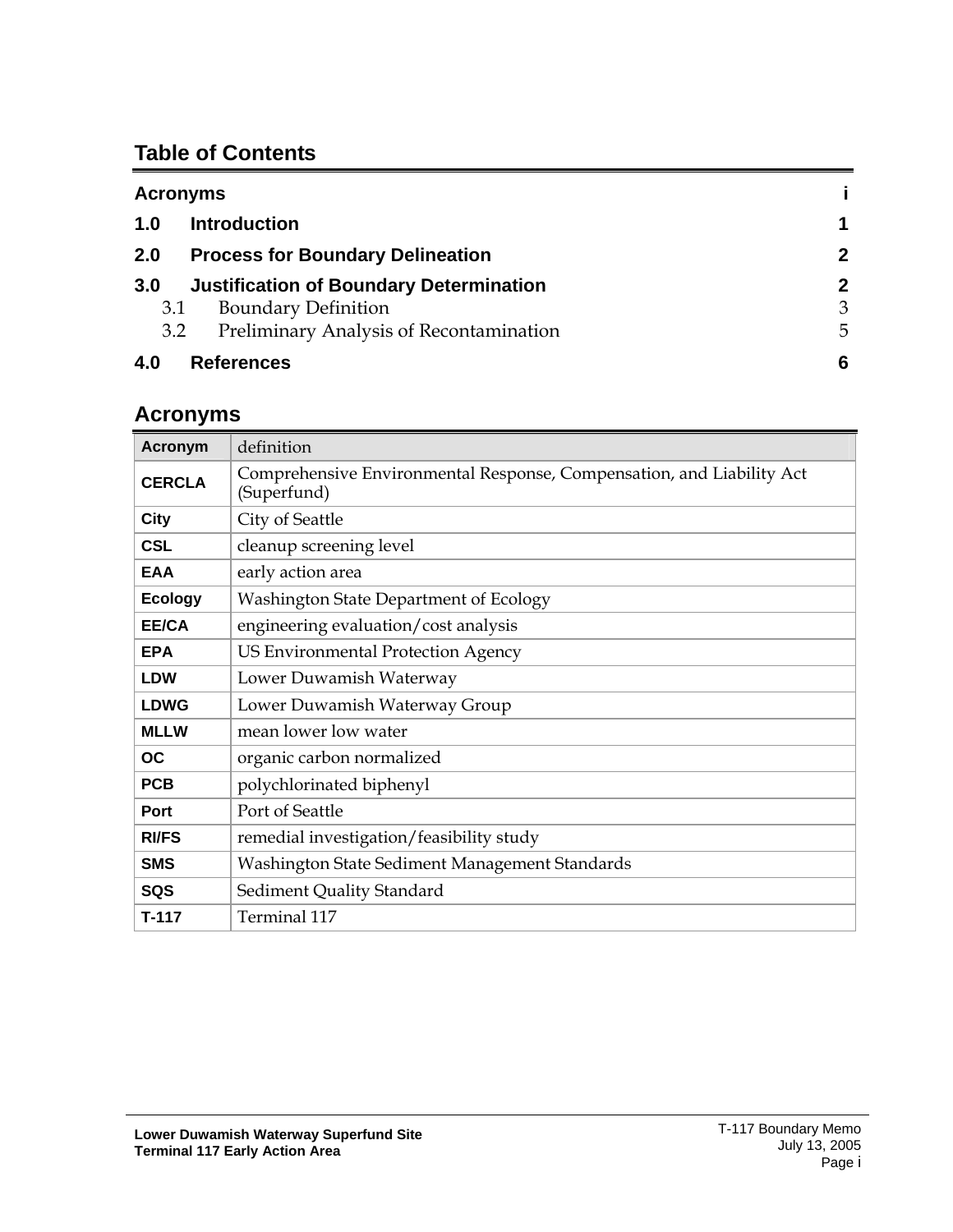## Table of Contents

| | | |
|---|---|---|
| **Acronyms** | | **i** |
| **1.0** | **Introduction** | **1** |
| **2.0** | **Process for Boundary Delineation** | **2** |
| **3.0** | **Justification of Boundary Determination** | **2** |
| 3.1 | Boundary Definition | 3 |
| 3.2 | Preliminary Analysis of Recontamination | 5 |
| **4.0** | **References** | **6** |

## Acronyms

| Acronym | definition |
|---|---|
| **CERCLA** | Comprehensive Environmental Response, Compensation, and Liability Act (Superfund) |
| **City** | City of Seattle |
| **CSL** | cleanup screening level |
| **EAA** | early action area |
| **Ecology** | Washington State Department of Ecology |
| **EE/CA** | engineering evaluation/cost analysis |
| **EPA** | US Environmental Protection Agency |
| **LDW** | Lower Duwamish Waterway |
| **LDWG** | Lower Duwamish Waterway Group |
| **MLLW** | mean lower low water |
| **OC** | organic carbon normalized |
| **PCB** | polychlorinated biphenyl |
| **Port** | Port of Seattle |
| **RI/FS** | remedial investigation/feasibility study |
| **SMS** | Washington State Sediment Management Standards |
| **SQS** | Sediment Quality Standard |
| **T-117** | Terminal 117 |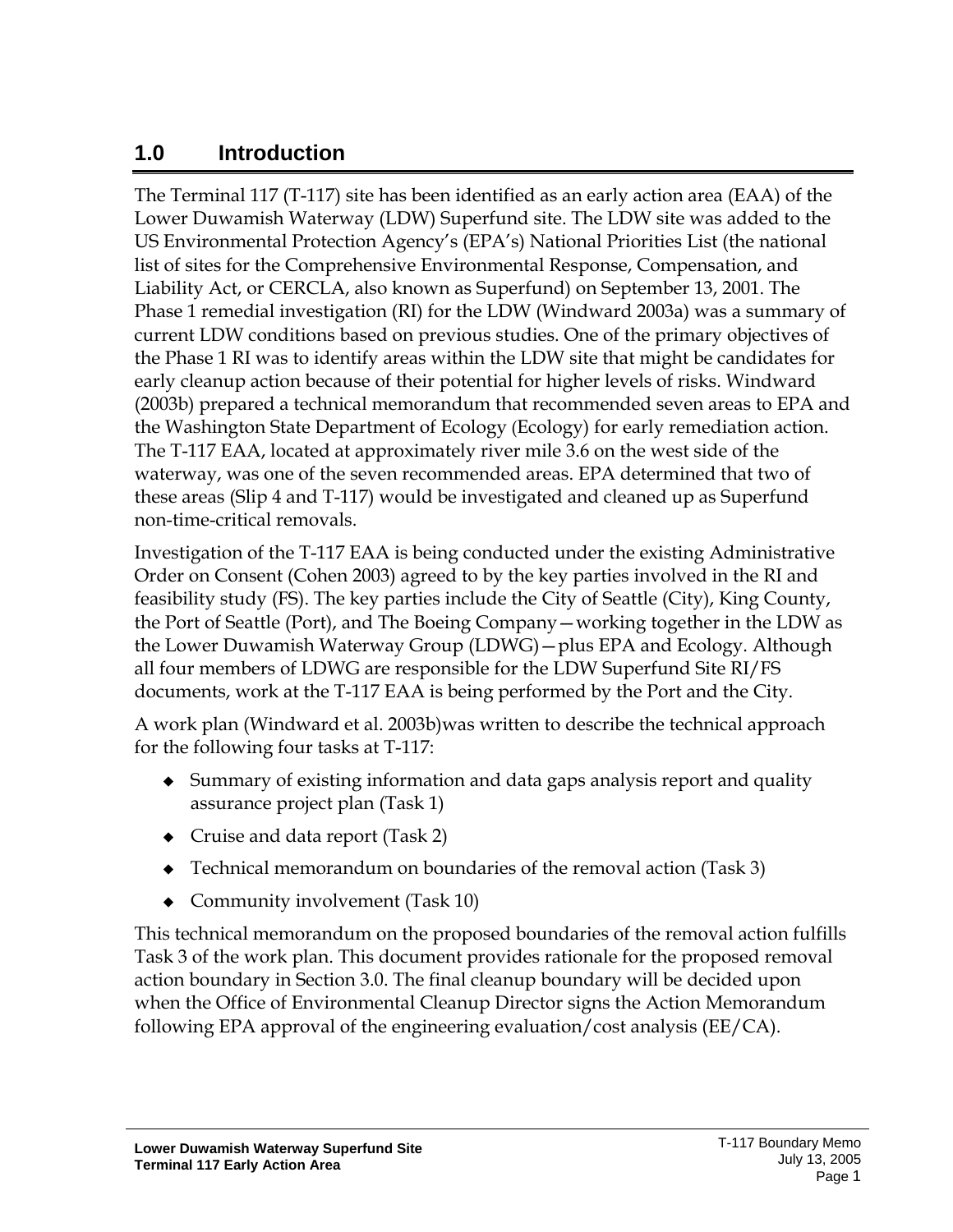# 1.0 Introduction

The Terminal 117 (T-117) site has been identified as an early action area (EAA) of the Lower Duwamish Waterway (LDW) Superfund site. The LDW site was added to the US Environmental Protection Agency's (EPA's) National Priorities List (the national list of sites for the Comprehensive Environmental Response, Compensation, and Liability Act, or CERCLA, also known as Superfund) on September 13, 2001. The Phase 1 remedial investigation (RI) for the LDW (Windward 2003a) was a summary of current LDW conditions based on previous studies. One of the primary objectives of the Phase 1 RI was to identify areas within the LDW site that might be candidates for early cleanup action because of their potential for higher levels of risks. Windward (2003b) prepared a technical memorandum that recommended seven areas to EPA and the Washington State Department of Ecology (Ecology) for early remediation action. The T-117 EAA, located at approximately river mile 3.6 on the west side of the waterway, was one of the seven recommended areas. EPA determined that two of these areas (Slip 4 and T-117) would be investigated and cleaned up as Superfund non-time-critical removals.

Investigation of the T-117 EAA is being conducted under the existing Administrative Order on Consent (Cohen 2003) agreed to by the key parties involved in the RI and feasibility study (FS). The key parties include the City of Seattle (City), King County, the Port of Seattle (Port), and The Boeing Company—working together in the LDW as the Lower Duwamish Waterway Group (LDWG)—plus EPA and Ecology. Although all four members of LDWG are responsible for the LDW Superfund Site RI/FS documents, work at the T-117 EAA is being performed by the Port and the City.

A work plan (Windward et al. 2003b)was written to describe the technical approach for the following four tasks at T-117:

- Summary of existing information and data gaps analysis report and quality assurance project plan (Task 1)
- Cruise and data report (Task 2)
- Technical memorandum on boundaries of the removal action (Task 3)
- Community involvement (Task 10)

This technical memorandum on the proposed boundaries of the removal action fulfills Task 3 of the work plan. This document provides rationale for the proposed removal action boundary in Section 3.0. The final cleanup boundary will be decided upon when the Office of Environmental Cleanup Director signs the Action Memorandum following EPA approval of the engineering evaluation/cost analysis (EE/CA).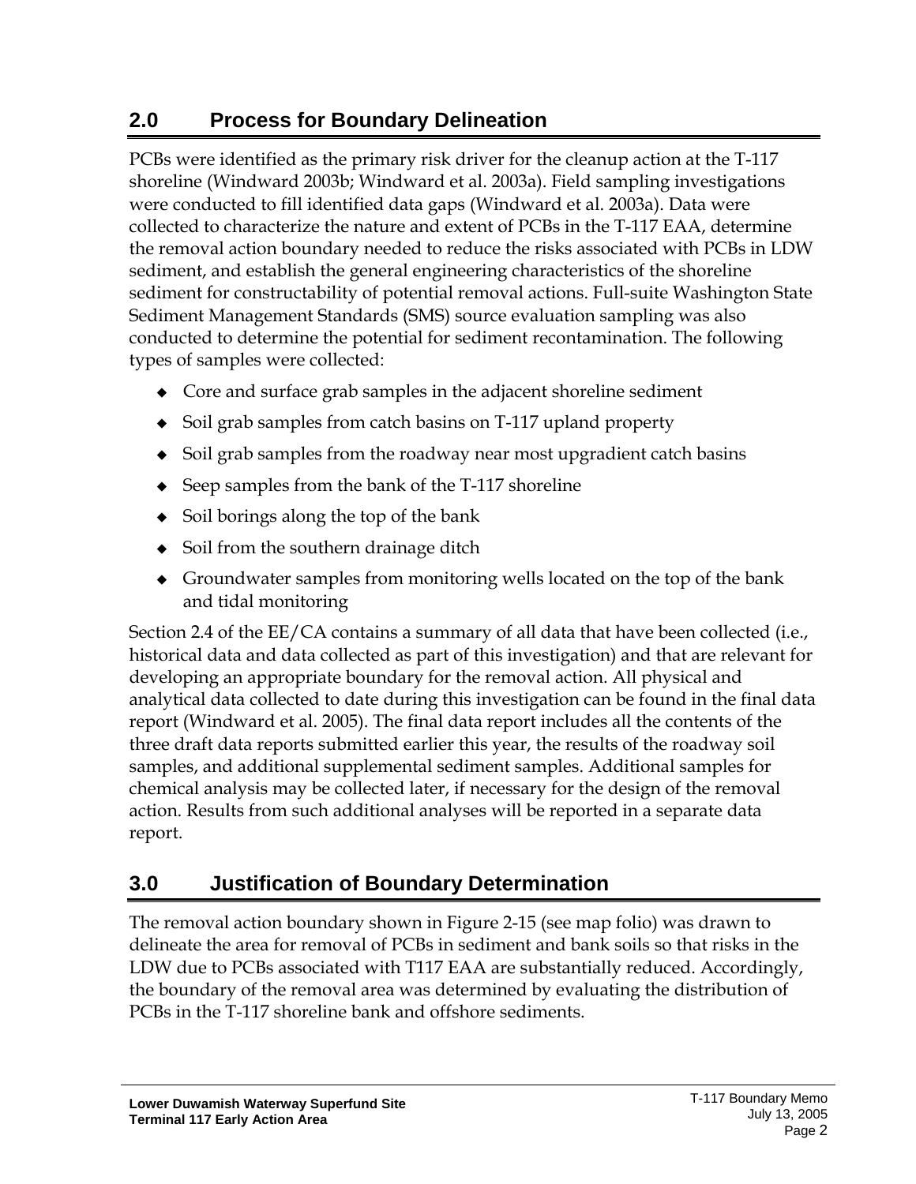## 2.0 Process for Boundary Delineation

PCBs were identified as the primary risk driver for the cleanup action at the T-117 shoreline (Windward 2003b; Windward et al. 2003a). Field sampling investigations were conducted to fill identified data gaps (Windward et al. 2003a). Data were collected to characterize the nature and extent of PCBs in the T-117 EAA, determine the removal action boundary needed to reduce the risks associated with PCBs in LDW sediment, and establish the general engineering characteristics of the shoreline sediment for constructability of potential removal actions. Full-suite Washington State Sediment Management Standards (SMS) source evaluation sampling was also conducted to determine the potential for sediment recontamination. The following types of samples were collected:

- Core and surface grab samples in the adjacent shoreline sediment
- Soil grab samples from catch basins on T-117 upland property
- Soil grab samples from the roadway near most upgradient catch basins
- Seep samples from the bank of the T-117 shoreline
- Soil borings along the top of the bank
- Soil from the southern drainage ditch
- Groundwater samples from monitoring wells located on the top of the bank and tidal monitoring

Section 2.4 of the EE/CA contains a summary of all data that have been collected (i.e., historical data and data collected as part of this investigation) and that are relevant for developing an appropriate boundary for the removal action. All physical and analytical data collected to date during this investigation can be found in the final data report (Windward et al. 2005). The final data report includes all the contents of the three draft data reports submitted earlier this year, the results of the roadway soil samples, and additional supplemental sediment samples. Additional samples for chemical analysis may be collected later, if necessary for the design of the removal action. Results from such additional analyses will be reported in a separate data report.

## 3.0 Justification of Boundary Determination

The removal action boundary shown in Figure 2-15 (see map folio) was drawn to delineate the area for removal of PCBs in sediment and bank soils so that risks in the LDW due to PCBs associated with T117 EAA are substantially reduced. Accordingly, the boundary of the removal area was determined by evaluating the distribution of PCBs in the T-117 shoreline bank and offshore sediments.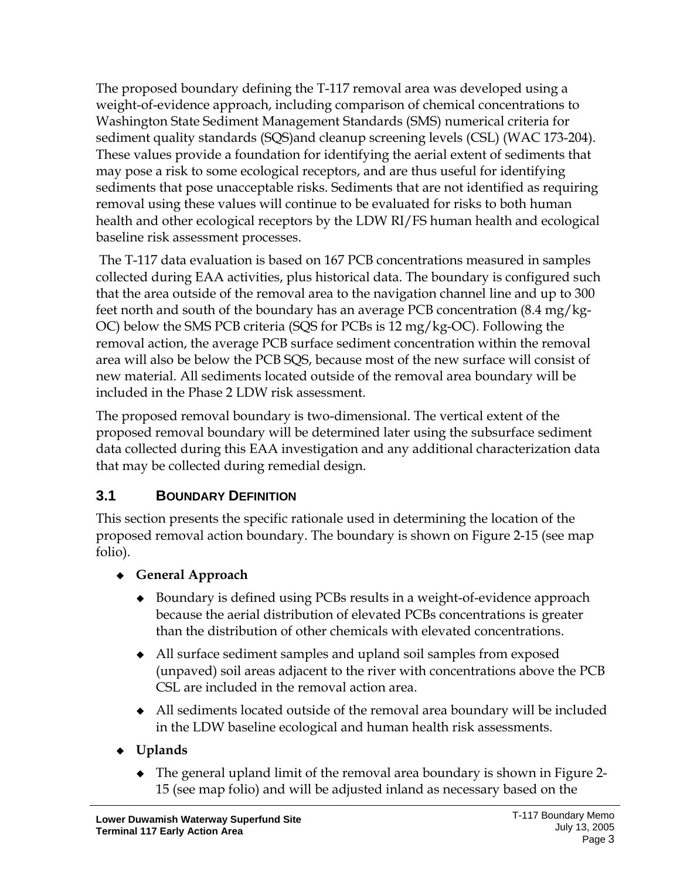The proposed boundary defining the T-117 removal area was developed using a weight-of-evidence approach, including comparison of chemical concentrations to Washington State Sediment Management Standards (SMS) numerical criteria for sediment quality standards (SQS)and cleanup screening levels (CSL) (WAC 173-204). These values provide a foundation for identifying the aerial extent of sediments that may pose a risk to some ecological receptors, and are thus useful for identifying sediments that pose unacceptable risks. Sediments that are not identified as requiring removal using these values will continue to be evaluated for risks to both human health and other ecological receptors by the LDW RI/FS human health and ecological baseline risk assessment processes.

The T-117 data evaluation is based on 167 PCB concentrations measured in samples collected during EAA activities, plus historical data. The boundary is configured such that the area outside of the removal area to the navigation channel line and up to 300 feet north and south of the boundary has an average PCB concentration (8.4 mg/kg-OC) below the SMS PCB criteria (SQS for PCBs is 12 mg/kg-OC). Following the removal action, the average PCB surface sediment concentration within the removal area will also be below the PCB SQS, because most of the new surface will consist of new material. All sediments located outside of the removal area boundary will be included in the Phase 2 LDW risk assessment.

The proposed removal boundary is two-dimensional. The vertical extent of the proposed removal boundary will be determined later using the subsurface sediment data collected during this EAA investigation and any additional characterization data that may be collected during remedial design.

## 3.1 BOUNDARY DEFINITION

This section presents the specific rationale used in determining the location of the proposed removal action boundary. The boundary is shown on Figure 2-15 (see map folio).

- **General Approach**
  - Boundary is defined using PCBs results in a weight-of-evidence approach because the aerial distribution of elevated PCBs concentrations is greater than the distribution of other chemicals with elevated concentrations.
  - All surface sediment samples and upland soil samples from exposed (unpaved) soil areas adjacent to the river with concentrations above the PCB CSL are included in the removal action area.
  - All sediments located outside of the removal area boundary will be included in the LDW baseline ecological and human health risk assessments.
- **Uplands**
  - The general upland limit of the removal area boundary is shown in Figure 2-15 (see map folio) and will be adjusted inland as necessary based on the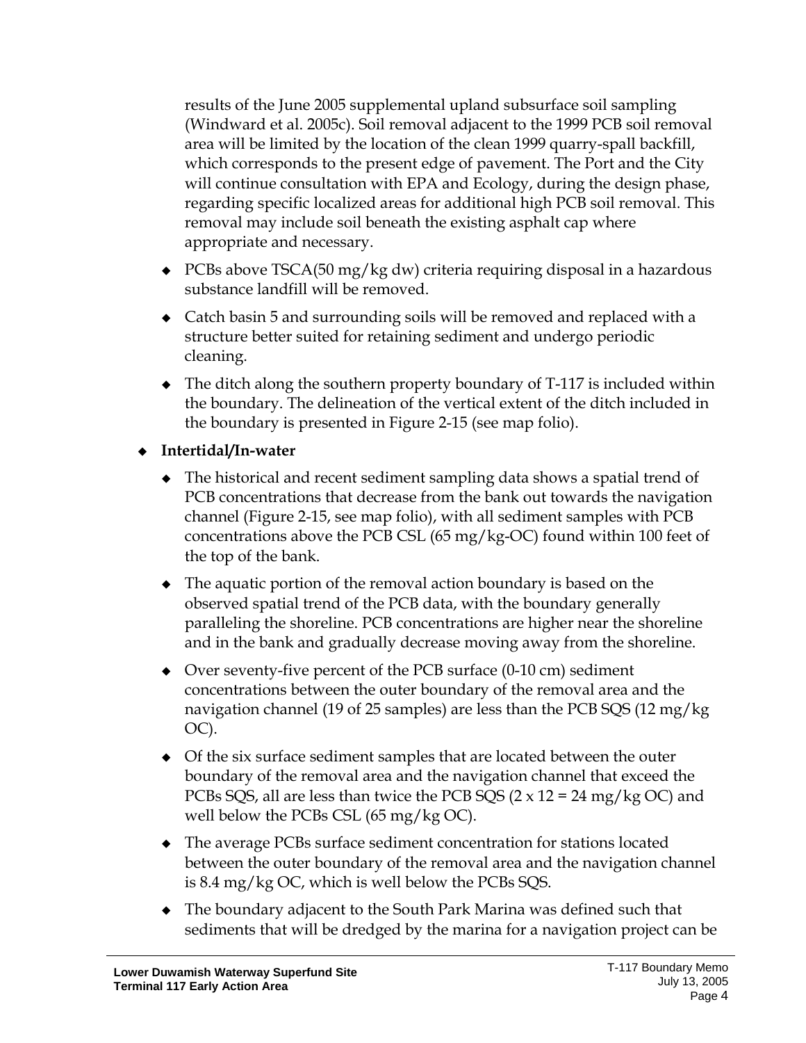results of the June 2005 supplemental upland subsurface soil sampling (Windward et al. 2005c). Soil removal adjacent to the 1999 PCB soil removal area will be limited by the location of the clean 1999 quarry-spall backfill, which corresponds to the present edge of pavement. The Port and the City will continue consultation with EPA and Ecology, during the design phase, regarding specific localized areas for additional high PCB soil removal. This removal may include soil beneath the existing asphalt cap where appropriate and necessary.

- PCBs above TSCA(50 mg/kg dw) criteria requiring disposal in a hazardous substance landfill will be removed.
- Catch basin 5 and surrounding soils will be removed and replaced with a structure better suited for retaining sediment and undergo periodic cleaning.
- The ditch along the southern property boundary of T-117 is included within the boundary. The delineation of the vertical extent of the ditch included in the boundary is presented in Figure 2-15 (see map folio).

- **Intertidal/In-water**
  - The historical and recent sediment sampling data shows a spatial trend of PCB concentrations that decrease from the bank out towards the navigation channel (Figure 2-15, see map folio), with all sediment samples with PCB concentrations above the PCB CSL (65 mg/kg-OC) found within 100 feet of the top of the bank.
  - The aquatic portion of the removal action boundary is based on the observed spatial trend of the PCB data, with the boundary generally paralleling the shoreline. PCB concentrations are higher near the shoreline and in the bank and gradually decrease moving away from the shoreline.
  - Over seventy-five percent of the PCB surface (0-10 cm) sediment concentrations between the outer boundary of the removal area and the navigation channel (19 of 25 samples) are less than the PCB SQS (12 mg/kg OC).
  - Of the six surface sediment samples that are located between the outer boundary of the removal area and the navigation channel that exceed the PCBs SQS, all are less than twice the PCB SQS (2 x 12 = 24 mg/kg OC) and well below the PCBs CSL (65 mg/kg OC).
  - The average PCBs surface sediment concentration for stations located between the outer boundary of the removal area and the navigation channel is 8.4 mg/kg OC, which is well below the PCBs SQS.
  - The boundary adjacent to the South Park Marina was defined such that sediments that will be dredged by the marina for a navigation project can be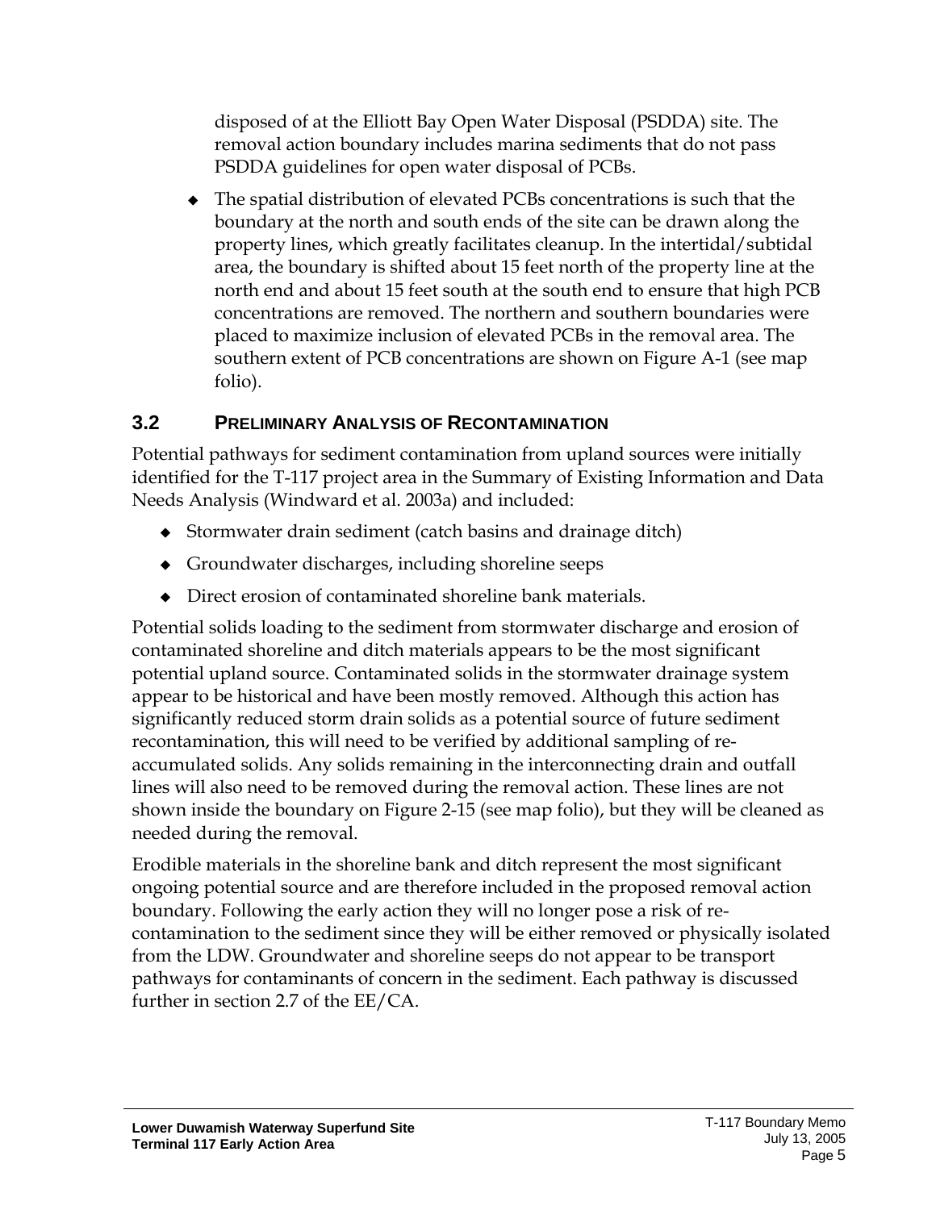disposed of at the Elliott Bay Open Water Disposal (PSDDA) site. The removal action boundary includes marina sediments that do not pass PSDDA guidelines for open water disposal of PCBs.

- The spatial distribution of elevated PCBs concentrations is such that the boundary at the north and south ends of the site can be drawn along the property lines, which greatly facilitates cleanup. In the intertidal/subtidal area, the boundary is shifted about 15 feet north of the property line at the north end and about 15 feet south at the south end to ensure that high PCB concentrations are removed. The northern and southern boundaries were placed to maximize inclusion of elevated PCBs in the removal area. The southern extent of PCB concentrations are shown on Figure A-1 (see map folio).

## 3.2 Preliminary Analysis of Recontamination

Potential pathways for sediment contamination from upland sources were initially identified for the T-117 project area in the Summary of Existing Information and Data Needs Analysis (Windward et al. 2003a) and included:

- Stormwater drain sediment (catch basins and drainage ditch)
- Groundwater discharges, including shoreline seeps
- Direct erosion of contaminated shoreline bank materials.

Potential solids loading to the sediment from stormwater discharge and erosion of contaminated shoreline and ditch materials appears to be the most significant potential upland source. Contaminated solids in the stormwater drainage system appear to be historical and have been mostly removed. Although this action has significantly reduced storm drain solids as a potential source of future sediment recontamination, this will need to be verified by additional sampling of re-accumulated solids. Any solids remaining in the interconnecting drain and outfall lines will also need to be removed during the removal action. These lines are not shown inside the boundary on Figure 2-15 (see map folio), but they will be cleaned as needed during the removal.

Erodible materials in the shoreline bank and ditch represent the most significant ongoing potential source and are therefore included in the proposed removal action boundary. Following the early action they will no longer pose a risk of re-contamination to the sediment since they will be either removed or physically isolated from the LDW. Groundwater and shoreline seeps do not appear to be transport pathways for contaminants of concern in the sediment. Each pathway is discussed further in section 2.7 of the EE/CA.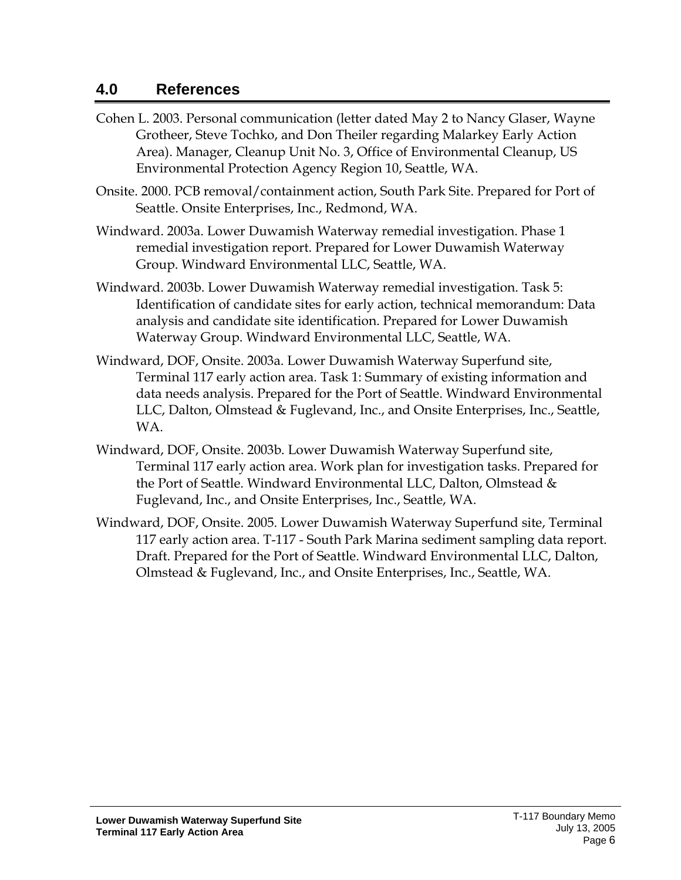## 4.0 References

Cohen L. 2003. Personal communication (letter dated May 2 to Nancy Glaser, Wayne Grotheer, Steve Tochko, and Don Theiler regarding Malarkey Early Action Area). Manager, Cleanup Unit No. 3, Office of Environmental Cleanup, US Environmental Protection Agency Region 10, Seattle, WA.

Onsite. 2000. PCB removal/containment action, South Park Site. Prepared for Port of Seattle. Onsite Enterprises, Inc., Redmond, WA.

Windward. 2003a. Lower Duwamish Waterway remedial investigation. Phase 1 remedial investigation report. Prepared for Lower Duwamish Waterway Group. Windward Environmental LLC, Seattle, WA.

Windward. 2003b. Lower Duwamish Waterway remedial investigation. Task 5: Identification of candidate sites for early action, technical memorandum: Data analysis and candidate site identification. Prepared for Lower Duwamish Waterway Group. Windward Environmental LLC, Seattle, WA.

Windward, DOF, Onsite. 2003a. Lower Duwamish Waterway Superfund site, Terminal 117 early action area. Task 1: Summary of existing information and data needs analysis. Prepared for the Port of Seattle. Windward Environmental LLC, Dalton, Olmstead & Fuglevand, Inc., and Onsite Enterprises, Inc., Seattle, WA.

Windward, DOF, Onsite. 2003b. Lower Duwamish Waterway Superfund site, Terminal 117 early action area. Work plan for investigation tasks. Prepared for the Port of Seattle. Windward Environmental LLC, Dalton, Olmstead & Fuglevand, Inc., and Onsite Enterprises, Inc., Seattle, WA.

Windward, DOF, Onsite. 2005. Lower Duwamish Waterway Superfund site, Terminal 117 early action area. T-117 - South Park Marina sediment sampling data report. Draft. Prepared for the Port of Seattle. Windward Environmental LLC, Dalton, Olmstead & Fuglevand, Inc., and Onsite Enterprises, Inc., Seattle, WA.